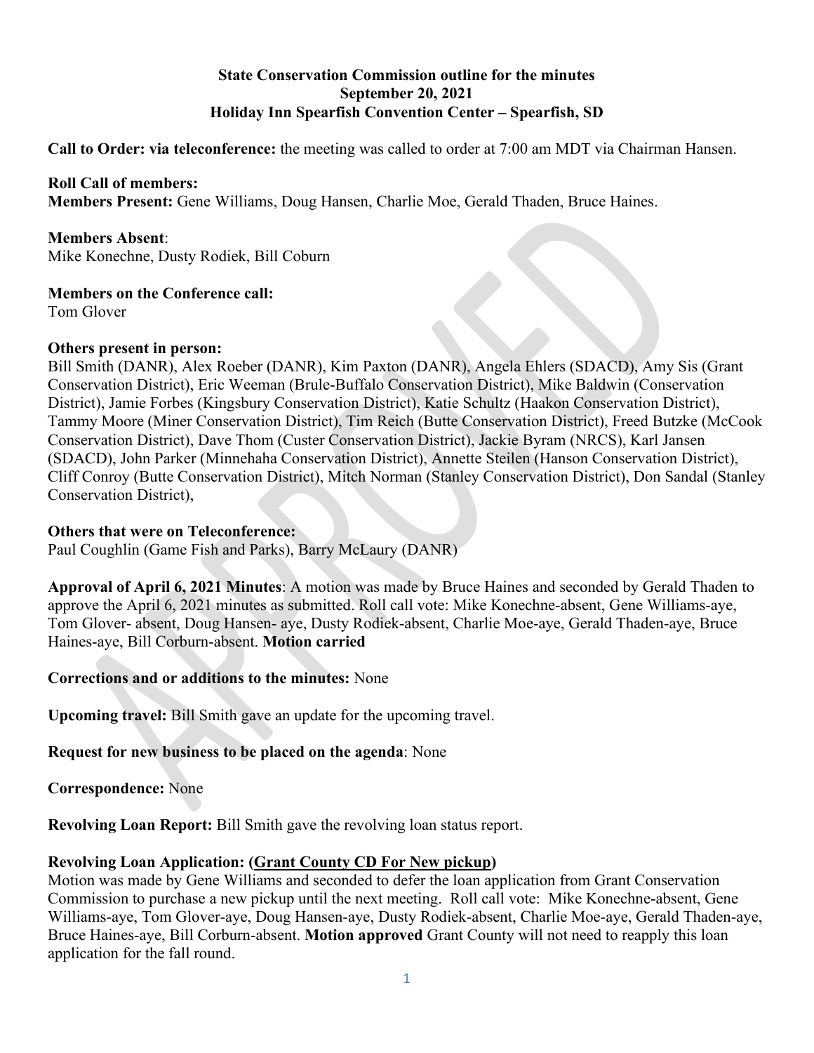**State Conservation Commission outline for the minutes**
**September 20, 2021**
**Holiday Inn Spearfish Convention Center – Spearfish, SD**

**Call to Order: via teleconference:** the meeting was called to order at 7:00 am MDT via Chairman Hansen.

**Roll Call of members:**
**Members Present:** Gene Williams, Doug Hansen, Charlie Moe, Gerald Thaden, Bruce Haines.

**Members Absent**:
Mike Konechne, Dusty Rodiek, Bill Coburn

**Members on the Conference call:**
Tom Glover

**Others present in person:**
Bill Smith (DANR), Alex Roeber (DANR), Kim Paxton (DANR), Angela Ehlers (SDACD), Amy Sis (Grant Conservation District), Eric Weeman (Brule-Buffalo Conservation District), Mike Baldwin (Conservation District), Jamie Forbes (Kingsbury Conservation District), Katie Schultz (Haakon Conservation District), Tammy Moore (Miner Conservation District), Tim Reich (Butte Conservation District), Freed Butzke (McCook Conservation District), Dave Thom (Custer Conservation District), Jackie Byram (NRCS), Karl Jansen (SDACD), John Parker (Minnehaha Conservation District), Annette Steilen (Hanson Conservation District), Cliff Conroy (Butte Conservation District), Mitch Norman (Stanley Conservation District), Don Sandal (Stanley Conservation District),

**Others that were on Teleconference:**
Paul Coughlin (Game Fish and Parks), Barry McLaury (DANR)

**Approval of April 6, 2021 Minutes**: A motion was made by Bruce Haines and seconded by Gerald Thaden to approve the April 6, 2021 minutes as submitted. Roll call vote: Mike Konechne-absent, Gene Williams-aye, Tom Glover- absent, Doug Hansen- aye, Dusty Rodiek-absent, Charlie Moe-aye, Gerald Thaden-aye, Bruce Haines-aye, Bill Corburn-absent. **Motion carried**

**Corrections and or additions to the minutes:** None

**Upcoming travel:** Bill Smith gave an update for the upcoming travel.

**Request for new business to be placed on the agenda**: None

**Correspondence:** None

**Revolving Loan Report:** Bill Smith gave the revolving loan status report.

**Revolving Loan Application: (Grant County CD For New pickup)**
Motion was made by Gene Williams and seconded to defer the loan application from Grant Conservation Commission to purchase a new pickup until the next meeting. Roll call vote: Mike Konechne-absent, Gene Williams-aye, Tom Glover-aye, Doug Hansen-aye, Dusty Rodiek-absent, Charlie Moe-aye, Gerald Thaden-aye, Bruce Haines-aye, Bill Corburn-absent. **Motion approved** Grant County will not need to reapply this loan application for the fall round.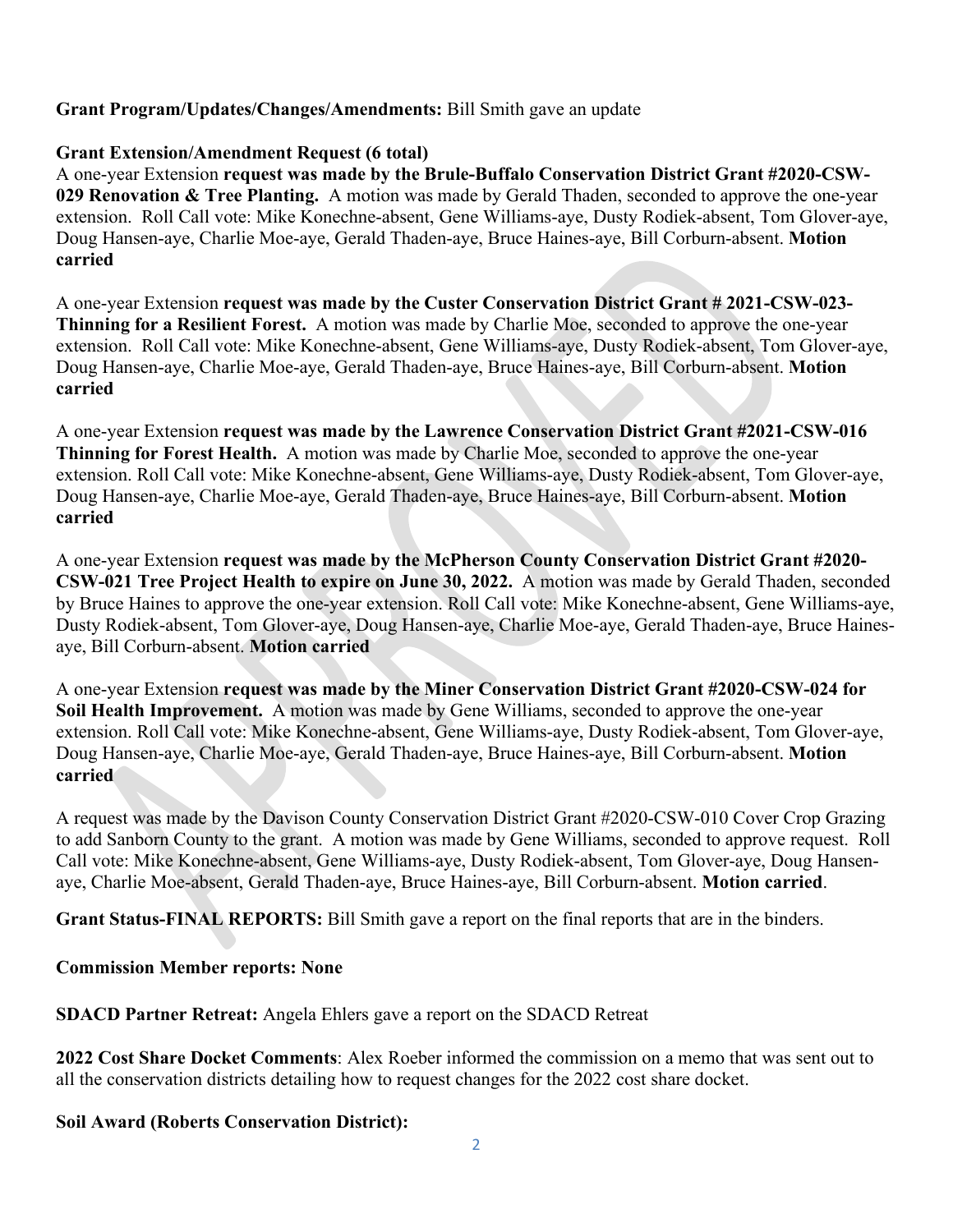**Grant Program/Updates/Changes/Amendments:** Bill Smith gave an update

**Grant Extension/Amendment Request (6 total)**

A one-year Extension **request was made by the Brule-Buffalo Conservation District Grant #2020-CSW-029 Renovation & Tree Planting.** A motion was made by Gerald Thaden, seconded to approve the one-year extension. Roll Call vote: Mike Konechne-absent, Gene Williams-aye, Dusty Rodiek-absent, Tom Glover-aye, Doug Hansen-aye, Charlie Moe-aye, Gerald Thaden-aye, Bruce Haines-aye, Bill Corburn-absent. **Motion carried**

A one-year Extension **request was made by the Custer Conservation District Grant # 2021-CSW-023-Thinning for a Resilient Forest.** A motion was made by Charlie Moe, seconded to approve the one-year extension. Roll Call vote: Mike Konechne-absent, Gene Williams-aye, Dusty Rodiek-absent, Tom Glover-aye, Doug Hansen-aye, Charlie Moe-aye, Gerald Thaden-aye, Bruce Haines-aye, Bill Corburn-absent. **Motion carried**

A one-year Extension **request was made by the Lawrence Conservation District Grant #2021-CSW-016 Thinning for Forest Health.** A motion was made by Charlie Moe, seconded to approve the one-year extension. Roll Call vote: Mike Konechne-absent, Gene Williams-aye, Dusty Rodiek-absent, Tom Glover-aye, Doug Hansen-aye, Charlie Moe-aye, Gerald Thaden-aye, Bruce Haines-aye, Bill Corburn-absent. **Motion carried**

A one-year Extension **request was made by the McPherson County Conservation District Grant #2020-CSW-021 Tree Project Health to expire on June 30, 2022.** A motion was made by Gerald Thaden, seconded by Bruce Haines to approve the one-year extension. Roll Call vote: Mike Konechne-absent, Gene Williams-aye, Dusty Rodiek-absent, Tom Glover-aye, Doug Hansen-aye, Charlie Moe-aye, Gerald Thaden-aye, Bruce Haines-aye, Bill Corburn-absent. **Motion carried**

A one-year Extension **request was made by the Miner Conservation District Grant #2020-CSW-024 for Soil Health Improvement.** A motion was made by Gene Williams, seconded to approve the one-year extension. Roll Call vote: Mike Konechne-absent, Gene Williams-aye, Dusty Rodiek-absent, Tom Glover-aye, Doug Hansen-aye, Charlie Moe-aye, Gerald Thaden-aye, Bruce Haines-aye, Bill Corburn-absent. **Motion carried**

A request was made by the Davison County Conservation District Grant #2020-CSW-010 Cover Crop Grazing to add Sanborn County to the grant. A motion was made by Gene Williams, seconded to approve request. Roll Call vote: Mike Konechne-absent, Gene Williams-aye, Dusty Rodiek-absent, Tom Glover-aye, Doug Hansen-aye, Charlie Moe-absent, Gerald Thaden-aye, Bruce Haines-aye, Bill Corburn-absent. **Motion carried**.

**Grant Status-FINAL REPORTS:** Bill Smith gave a report on the final reports that are in the binders.

**Commission Member reports: None**

**SDACD Partner Retreat:** Angela Ehlers gave a report on the SDACD Retreat

**2022 Cost Share Docket Comments**: Alex Roeber informed the commission on a memo that was sent out to all the conservation districts detailing how to request changes for the 2022 cost share docket.

**Soil Award (Roberts Conservation District):**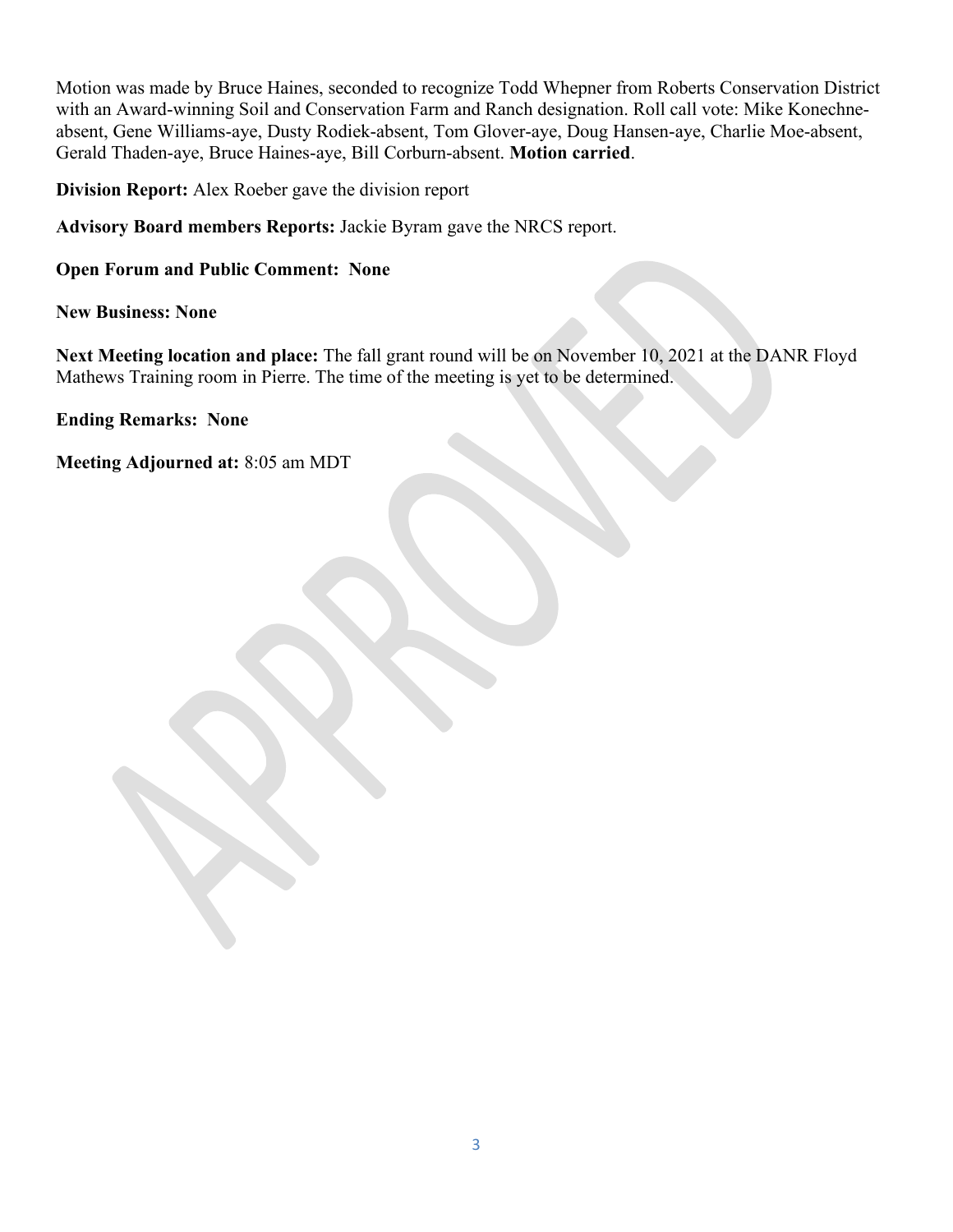Motion was made by Bruce Haines, seconded to recognize Todd Whepner from Roberts Conservation District with an Award-winning Soil and Conservation Farm and Ranch designation. Roll call vote: Mike Konechne-absent, Gene Williams-aye, Dusty Rodiek-absent, Tom Glover-aye, Doug Hansen-aye, Charlie Moe-absent, Gerald Thaden-aye, Bruce Haines-aye, Bill Corburn-absent. **Motion carried**.

**Division Report:** Alex Roeber gave the division report

**Advisory Board members Reports:** Jackie Byram gave the NRCS report.

**Open Forum and Public Comment: None**

**New Business: None**

**Next Meeting location and place:** The fall grant round will be on November 10, 2021 at the DANR Floyd Mathews Training room in Pierre. The time of the meeting is yet to be determined.

**Ending Remarks: None**

**Meeting Adjourned at:** 8:05 am MDT